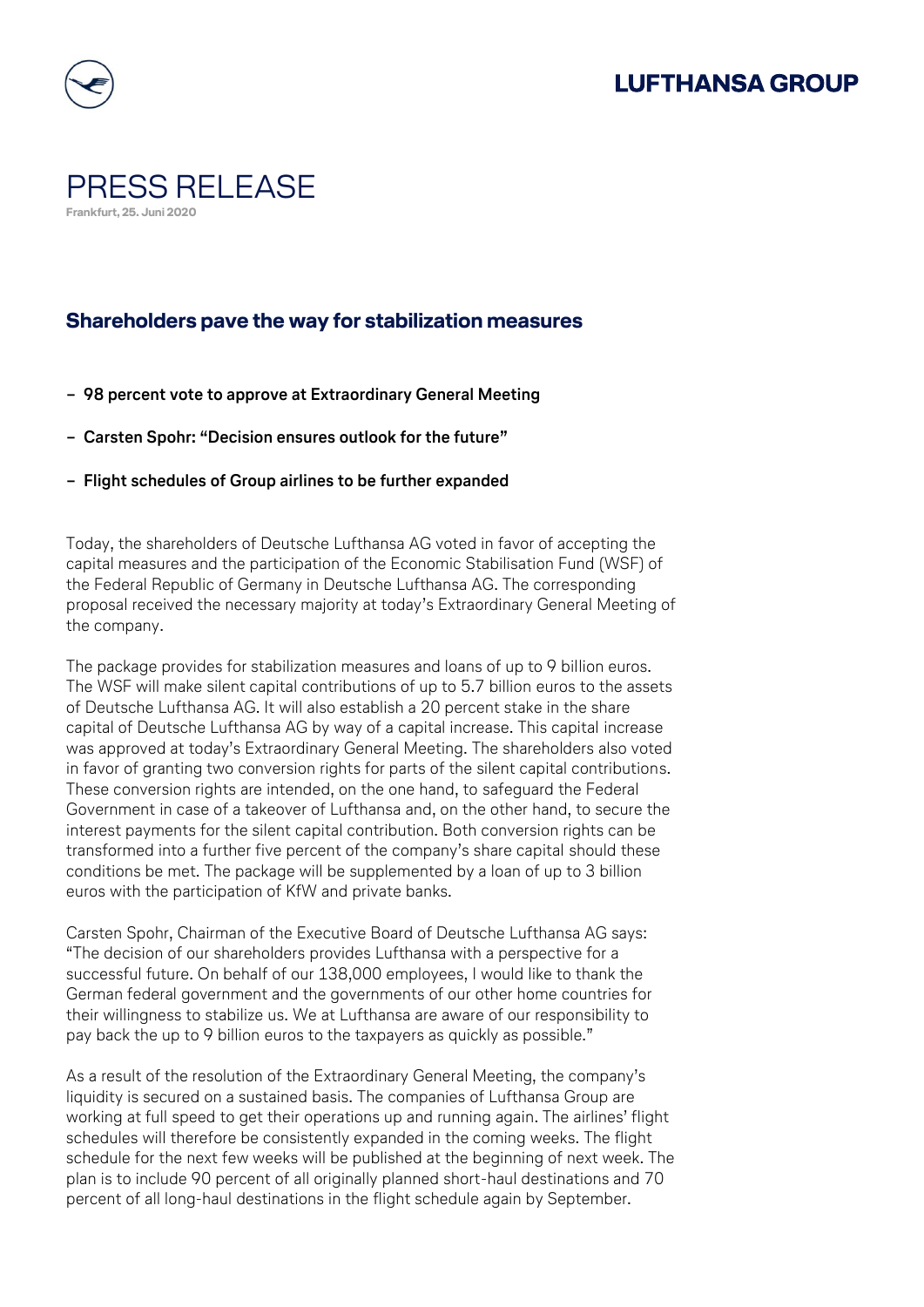# PRESS RELEASE

**Frankfurt, 25. Juni 2020**

## Shareholders pave the way for stabilization measures

- **98 percent vote to approve at Extraordinary General Meeting**
- **Carsten Spohr: "Decision ensures outlook for the future"**
- **Flight schedules of Group airlines to be further expanded**

Today, the shareholders of Deutsche Lufthansa AG voted in favor of accepting the capital measures and the participation of the Economic Stabilisation Fund (WSF) of the Federal Republic of Germany in Deutsche Lufthansa AG. The corresponding proposal received the necessary majority at today's Extraordinary General Meeting of the company.

The package provides for stabilization measures and loans of up to 9 billion euros. The WSF will make silent capital contributions of up to 5.7 billion euros to the assets of Deutsche Lufthansa AG. It will also establish a 20 percent stake in the share capital of Deutsche Lufthansa AG by way of a capital increase. This capital increase was approved at today's Extraordinary General Meeting. The shareholders also voted in favor of granting two conversion rights for parts of the silent capital contributions. These conversion rights are intended, on the one hand, to safeguard the Federal Government in case of a takeover of Lufthansa and, on the other hand, to secure the interest payments for the silent capital contribution. Both conversion rights can be transformed into a further five percent of the company's share capital should these conditions be met. The package will be supplemented by a loan of up to 3 billion euros with the participation of KfW and private banks.

Carsten Spohr, Chairman of the Executive Board of Deutsche Lufthansa AG says: "The decision of our shareholders provides Lufthansa with a perspective for a successful future. On behalf of our 138,000 employees, I would like to thank the German federal government and the governments of our other home countries for their willingness to stabilize us. We at Lufthansa are aware of our responsibility to pay back the up to 9 billion euros to the taxpayers as quickly as possible."

As a result of the resolution of the Extraordinary General Meeting, the company's liquidity is secured on a sustained basis. The companies of Lufthansa Group are working at full speed to get their operations up and running again. The airlines' flight schedules will therefore be consistently expanded in the coming weeks. The flight schedule for the next few weeks will be published at the beginning of next week. The plan is to include 90 percent of all originally planned short-haul destinations and 70 percent of all long-haul destinations in the flight schedule again by September.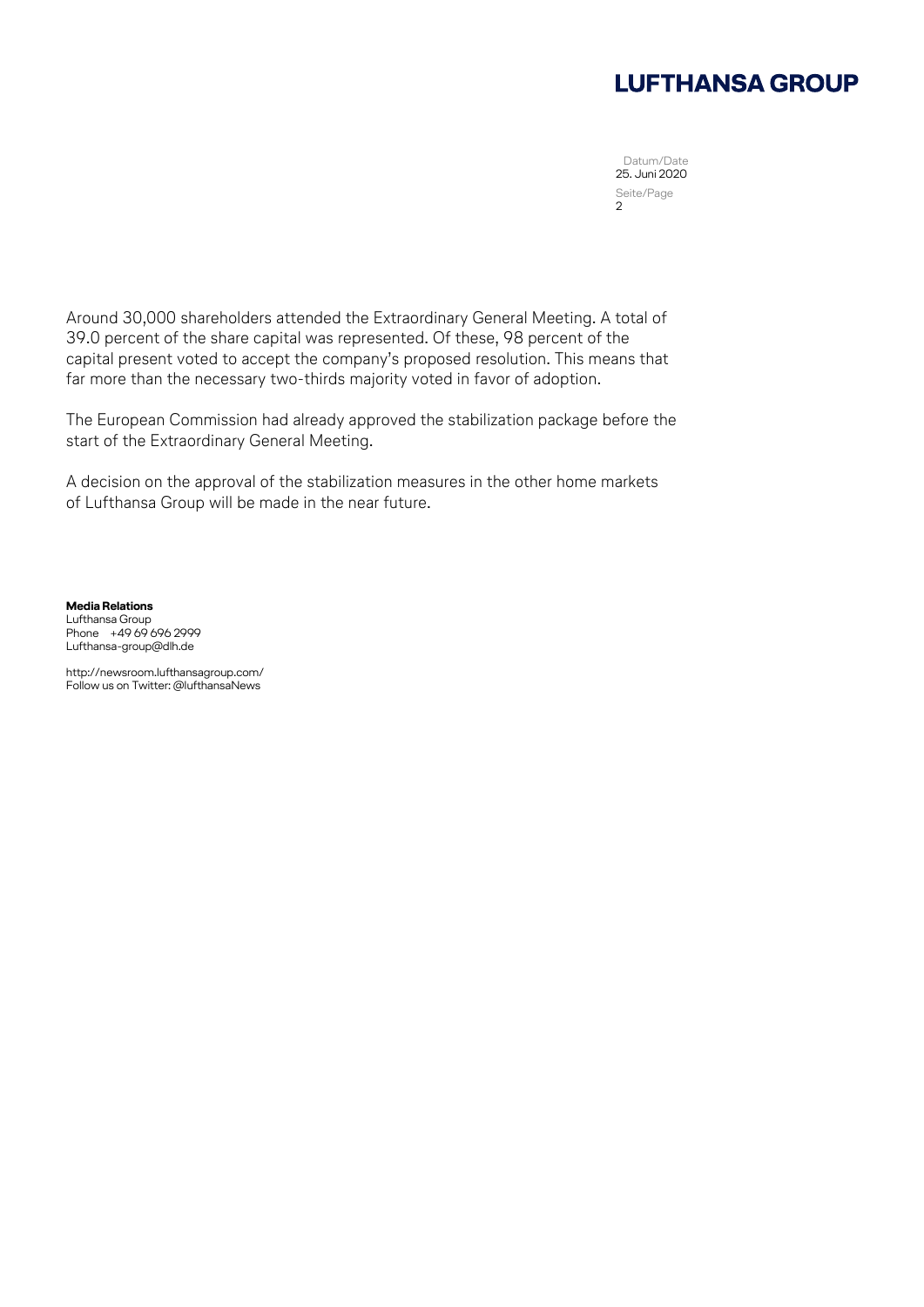Around 30,000 shareholders attended the Extraordinary General Meeting. A total of 39.0 percent of the share capital was represented. Of these, 98 percent of the capital present voted to accept the company's proposed resolution. This means that far more than the necessary two-thirds majority voted in favor of adoption.

The European Commission had already approved the stabilization package before the start of the Extraordinary General Meeting.

A decision on the approval of the stabilization measures in the other home markets of Lufthansa Group will be made in the near future.

**Media Relations**
Lufthansa Group
Phone +49 69 696 2999
Lufthansa-group@dlh.de

http://newsroom.lufthansagroup.com/
Follow us on Twitter: @lufthansaNews